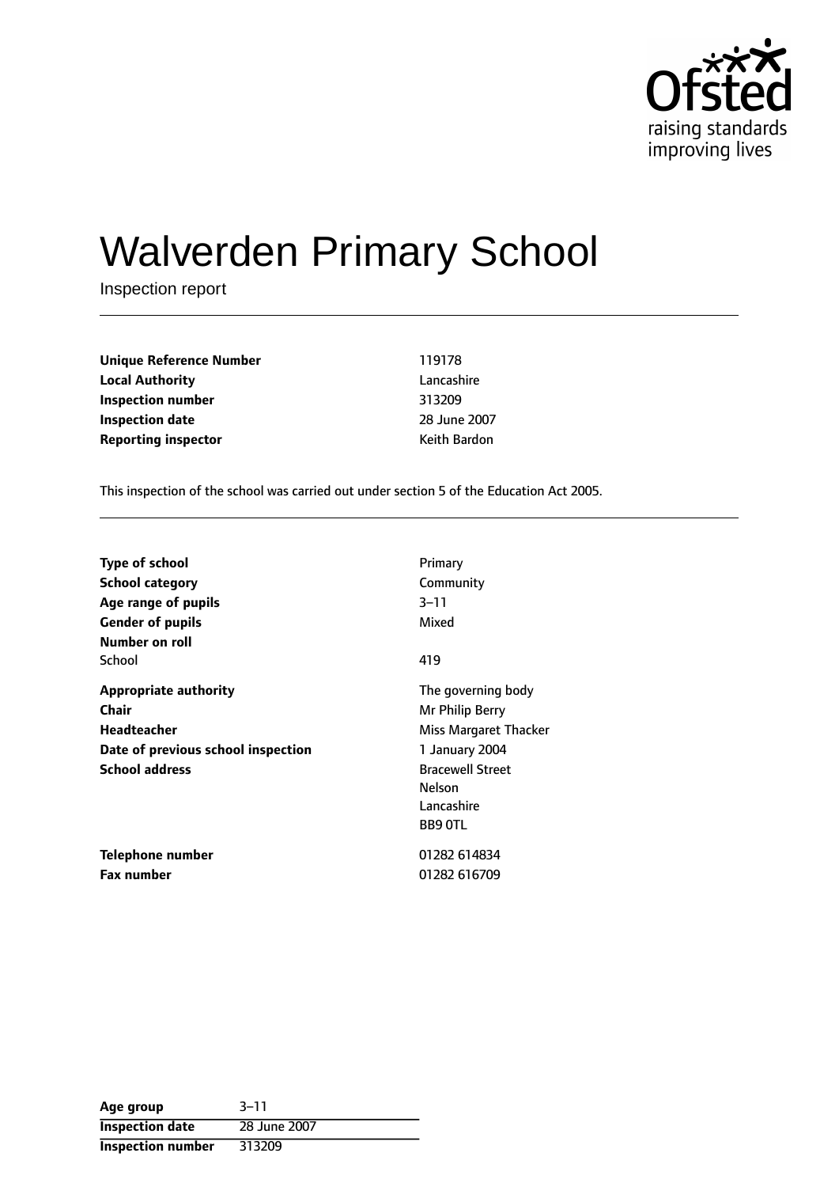Ofsted
raising standards
improving lives

# Walverden Primary School

Inspection report

| | |
|---|---|
| **Unique Reference Number** | 119178 |
| **Local Authority** | Lancashire |
| **Inspection number** | 313209 |
| **Inspection date** | 28 June 2007 |
| **Reporting inspector** | Keith Bardon |

This inspection of the school was carried out under section 5 of the Education Act 2005.

| | |
|---|---|
| **Type of school** | Primary |
| **School category** | Community |
| **Age range of pupils** | 3–11 |
| **Gender of pupils** | Mixed |
| **Number on roll** | |
| School | 419 |
| **Appropriate authority** | The governing body |
| **Chair** | Mr Philip Berry |
| **Headteacher** | Miss Margaret Thacker |
| **Date of previous school inspection** | 1 January 2004 |
| **School address** | Bracewell Street<br>Nelson<br>Lancashire<br>BB9 0TL |
| **Telephone number** | 01282 614834 |
| **Fax number** | 01282 616709 |

| | |
|---|---|
| **Age group** | 3–11 |
| **Inspection date** | 28 June 2007 |
| **Inspection number** | 313209 |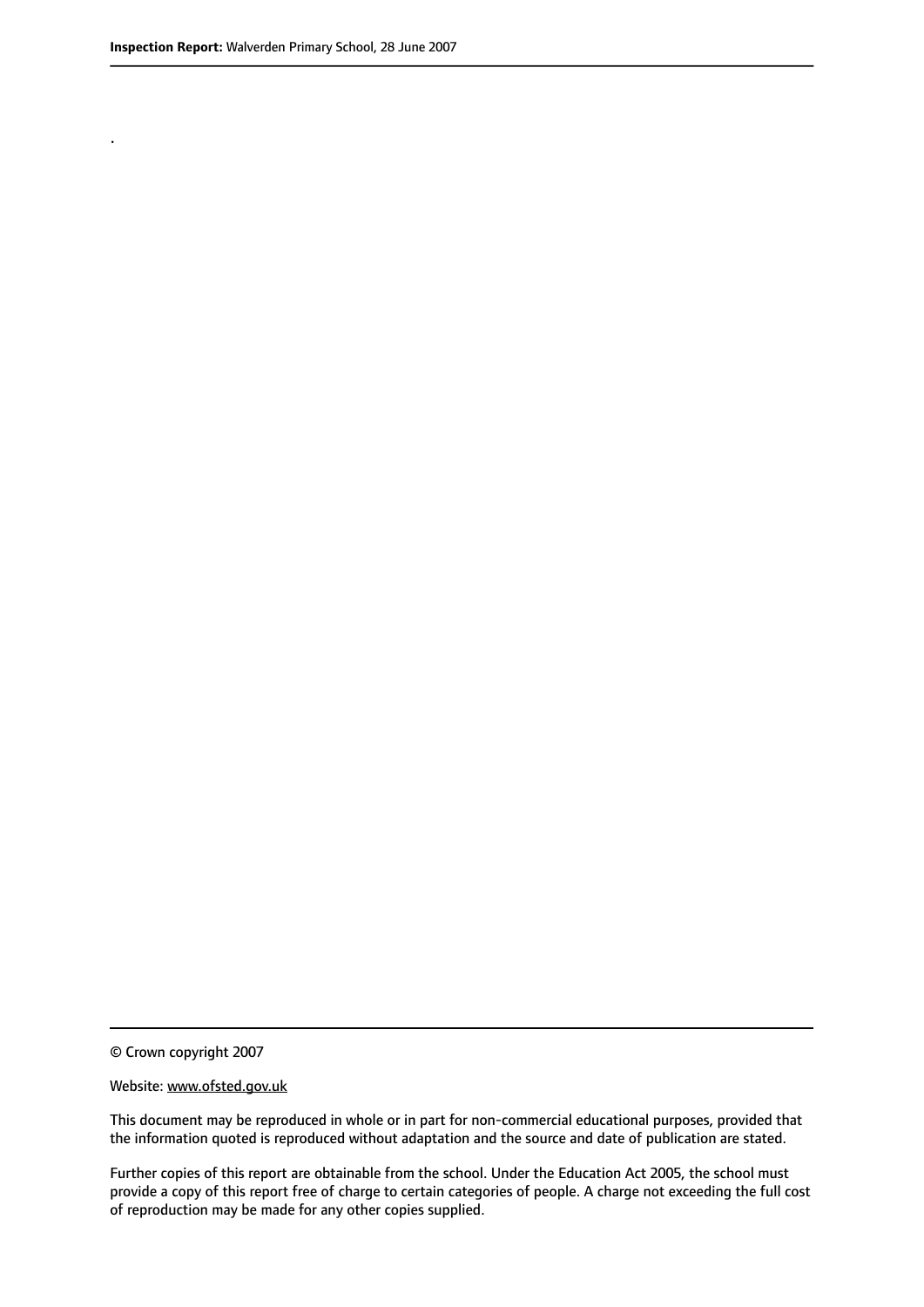.

© Crown copyright 2007

Website: www.ofsted.gov.uk

This document may be reproduced in whole or in part for non-commercial educational purposes, provided that the information quoted is reproduced without adaptation and the source and date of publication are stated.

Further copies of this report are obtainable from the school. Under the Education Act 2005, the school must provide a copy of this report free of charge to certain categories of people. A charge not exceeding the full cost of reproduction may be made for any other copies supplied.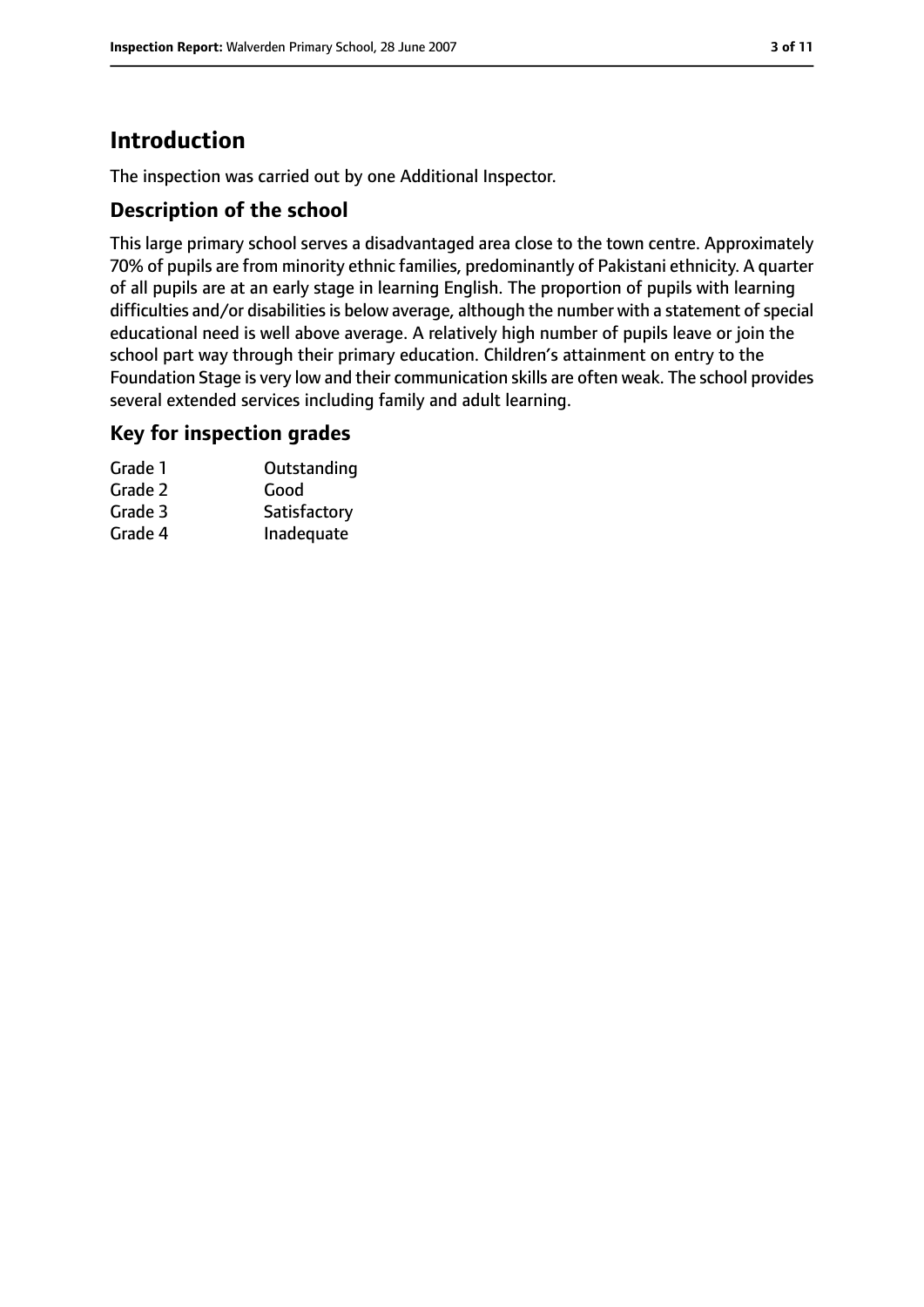# Introduction

The inspection was carried out by one Additional Inspector.

## Description of the school

This large primary school serves a disadvantaged area close to the town centre. Approximately 70% of pupils are from minority ethnic families, predominantly of Pakistani ethnicity. A quarter of all pupils are at an early stage in learning English. The proportion of pupils with learning difficulties and/or disabilities is below average, although the number with a statement of special educational need is well above average. A relatively high number of pupils leave or join the school part way through their primary education. Children's attainment on entry to the Foundation Stage is very low and their communication skills are often weak. The school provides several extended services including family and adult learning.

## Key for inspection grades

| | |
|---|---|
| Grade 1 | Outstanding |
| Grade 2 | Good |
| Grade 3 | Satisfactory |
| Grade 4 | Inadequate |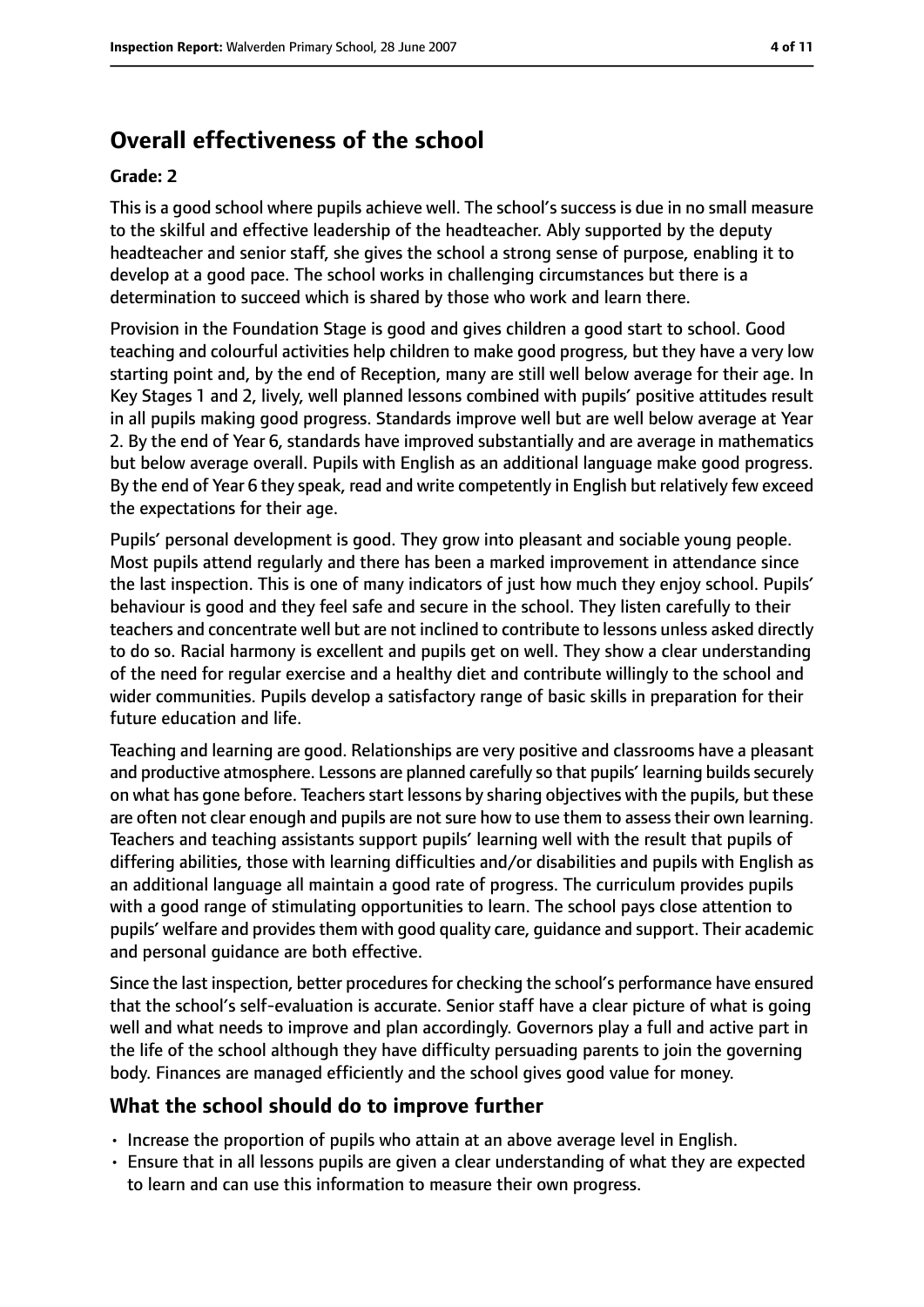# Overall effectiveness of the school

**Grade: 2**

This is a good school where pupils achieve well. The school's success is due in no small measure to the skilful and effective leadership of the headteacher. Ably supported by the deputy headteacher and senior staff, she gives the school a strong sense of purpose, enabling it to develop at a good pace. The school works in challenging circumstances but there is a determination to succeed which is shared by those who work and learn there.

Provision in the Foundation Stage is good and gives children a good start to school. Good teaching and colourful activities help children to make good progress, but they have a very low starting point and, by the end of Reception, many are still well below average for their age. In Key Stages 1 and 2, lively, well planned lessons combined with pupils' positive attitudes result in all pupils making good progress. Standards improve well but are well below average at Year 2. By the end of Year 6, standards have improved substantially and are average in mathematics but below average overall. Pupils with English as an additional language make good progress. By the end of Year 6 they speak, read and write competently in English but relatively few exceed the expectations for their age.

Pupils' personal development is good. They grow into pleasant and sociable young people. Most pupils attend regularly and there has been a marked improvement in attendance since the last inspection. This is one of many indicators of just how much they enjoy school. Pupils' behaviour is good and they feel safe and secure in the school. They listen carefully to their teachers and concentrate well but are not inclined to contribute to lessons unless asked directly to do so. Racial harmony is excellent and pupils get on well. They show a clear understanding of the need for regular exercise and a healthy diet and contribute willingly to the school and wider communities. Pupils develop a satisfactory range of basic skills in preparation for their future education and life.

Teaching and learning are good. Relationships are very positive and classrooms have a pleasant and productive atmosphere. Lessons are planned carefully so that pupils' learning builds securely on what has gone before. Teachers start lessons by sharing objectives with the pupils, but these are often not clear enough and pupils are not sure how to use them to assess their own learning. Teachers and teaching assistants support pupils' learning well with the result that pupils of differing abilities, those with learning difficulties and/or disabilities and pupils with English as an additional language all maintain a good rate of progress. The curriculum provides pupils with a good range of stimulating opportunities to learn. The school pays close attention to pupils' welfare and provides them with good quality care, guidance and support. Their academic and personal guidance are both effective.

Since the last inspection, better procedures for checking the school's performance have ensured that the school's self-evaluation is accurate. Senior staff have a clear picture of what is going well and what needs to improve and plan accordingly. Governors play a full and active part in the life of the school although they have difficulty persuading parents to join the governing body. Finances are managed efficiently and the school gives good value for money.

## What the school should do to improve further

- Increase the proportion of pupils who attain at an above average level in English.
- Ensure that in all lessons pupils are given a clear understanding of what they are expected to learn and can use this information to measure their own progress.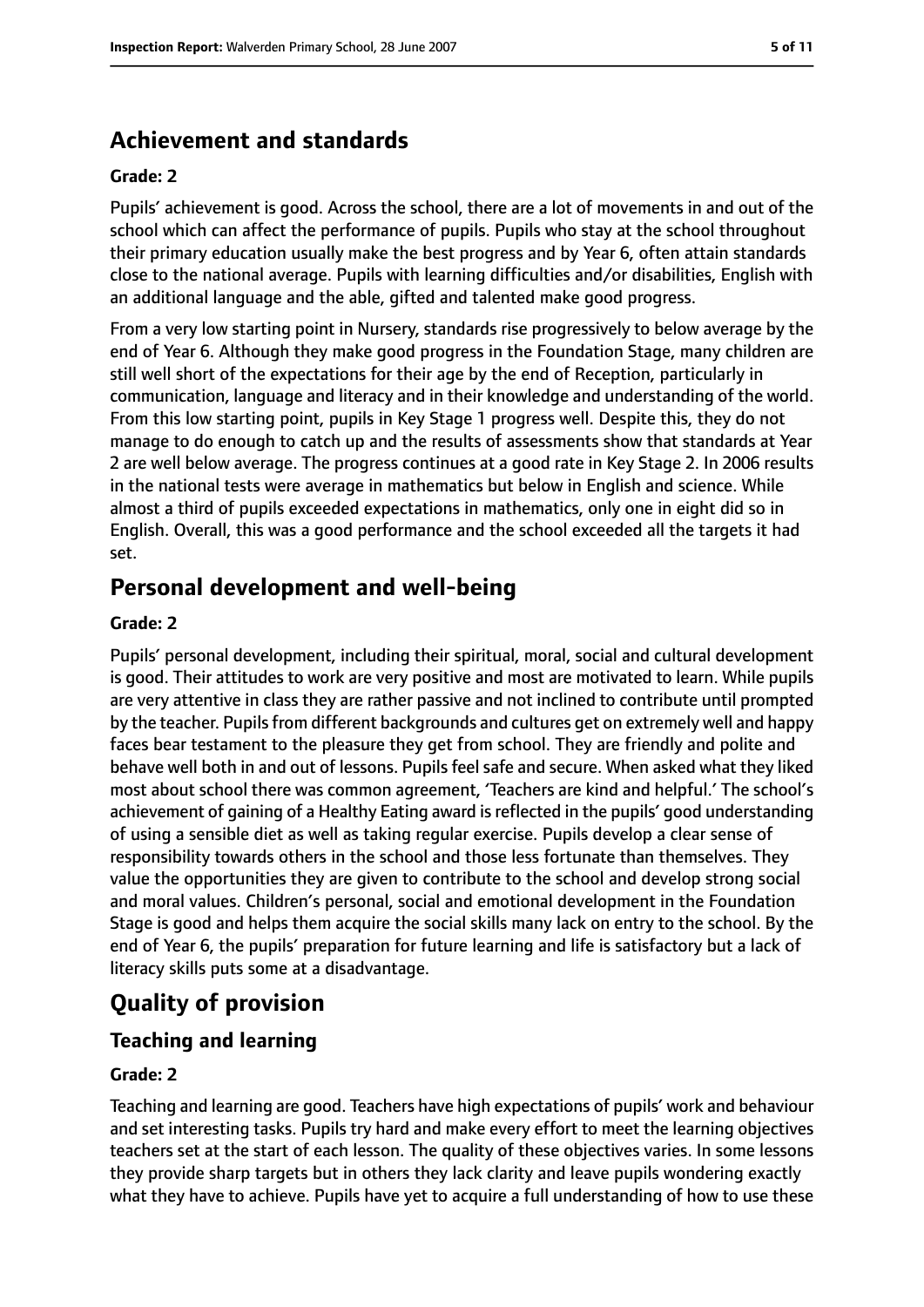## Achievement and standards

**Grade: 2**

Pupils' achievement is good. Across the school, there are a lot of movements in and out of the school which can affect the performance of pupils. Pupils who stay at the school throughout their primary education usually make the best progress and by Year 6, often attain standards close to the national average. Pupils with learning difficulties and/or disabilities, English with an additional language and the able, gifted and talented make good progress.

From a very low starting point in Nursery, standards rise progressively to below average by the end of Year 6. Although they make good progress in the Foundation Stage, many children are still well short of the expectations for their age by the end of Reception, particularly in communication, language and literacy and in their knowledge and understanding of the world. From this low starting point, pupils in Key Stage 1 progress well. Despite this, they do not manage to do enough to catch up and the results of assessments show that standards at Year 2 are well below average. The progress continues at a good rate in Key Stage 2. In 2006 results in the national tests were average in mathematics but below in English and science. While almost a third of pupils exceeded expectations in mathematics, only one in eight did so in English. Overall, this was a good performance and the school exceeded all the targets it had set.

## Personal development and well-being

**Grade: 2**

Pupils' personal development, including their spiritual, moral, social and cultural development is good. Their attitudes to work are very positive and most are motivated to learn. While pupils are very attentive in class they are rather passive and not inclined to contribute until prompted by the teacher. Pupils from different backgrounds and cultures get on extremely well and happy faces bear testament to the pleasure they get from school. They are friendly and polite and behave well both in and out of lessons. Pupils feel safe and secure. When asked what they liked most about school there was common agreement, 'Teachers are kind and helpful.' The school's achievement of gaining of a Healthy Eating award is reflected in the pupils' good understanding of using a sensible diet as well as taking regular exercise. Pupils develop a clear sense of responsibility towards others in the school and those less fortunate than themselves. They value the opportunities they are given to contribute to the school and develop strong social and moral values. Children's personal, social and emotional development in the Foundation Stage is good and helps them acquire the social skills many lack on entry to the school. By the end of Year 6, the pupils' preparation for future learning and life is satisfactory but a lack of literacy skills puts some at a disadvantage.

# Quality of provision

## Teaching and learning

**Grade: 2**

Teaching and learning are good. Teachers have high expectations of pupils' work and behaviour and set interesting tasks. Pupils try hard and make every effort to meet the learning objectives teachers set at the start of each lesson. The quality of these objectives varies. In some lessons they provide sharp targets but in others they lack clarity and leave pupils wondering exactly what they have to achieve. Pupils have yet to acquire a full understanding of how to use these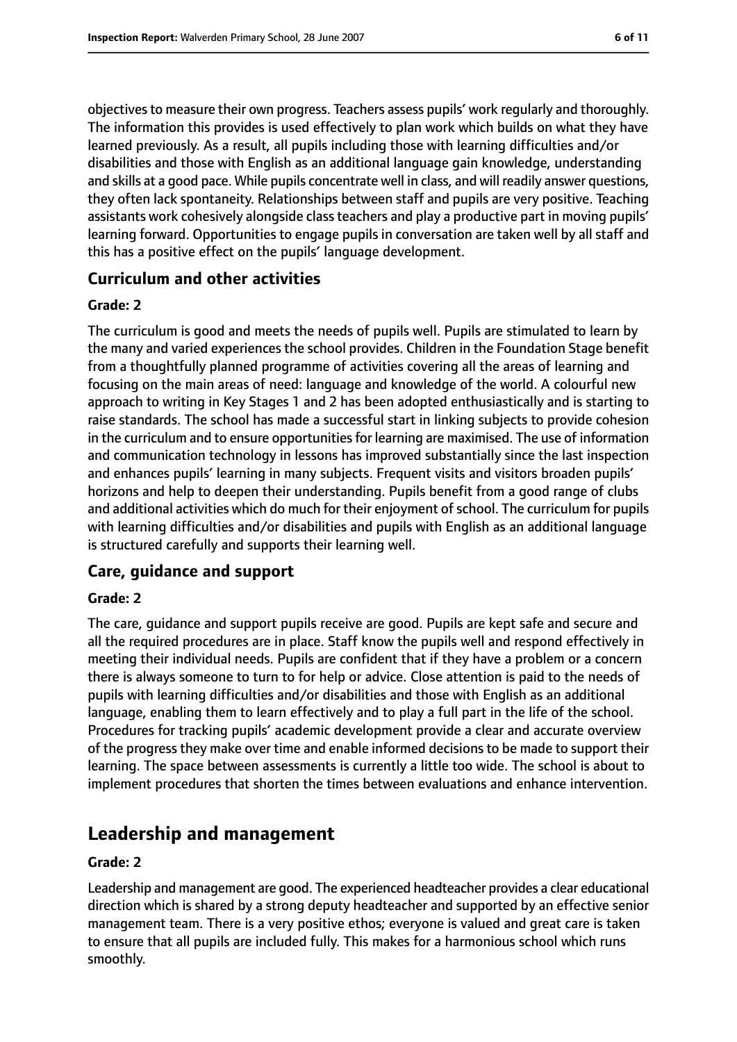objectives to measure their own progress. Teachers assess pupils' work regularly and thoroughly. The information this provides is used effectively to plan work which builds on what they have learned previously. As a result, all pupils including those with learning difficulties and/or disabilities and those with English as an additional language gain knowledge, understanding and skills at a good pace. While pupils concentrate well in class, and will readily answer questions, they often lack spontaneity. Relationships between staff and pupils are very positive. Teaching assistants work cohesively alongside class teachers and play a productive part in moving pupils' learning forward. Opportunities to engage pupils in conversation are taken well by all staff and this has a positive effect on the pupils' language development.

### Curriculum and other activities

#### Grade: 2

The curriculum is good and meets the needs of pupils well. Pupils are stimulated to learn by the many and varied experiences the school provides. Children in the Foundation Stage benefit from a thoughtfully planned programme of activities covering all the areas of learning and focusing on the main areas of need: language and knowledge of the world. A colourful new approach to writing in Key Stages 1 and 2 has been adopted enthusiastically and is starting to raise standards. The school has made a successful start in linking subjects to provide cohesion in the curriculum and to ensure opportunities for learning are maximised. The use of information and communication technology in lessons has improved substantially since the last inspection and enhances pupils' learning in many subjects. Frequent visits and visitors broaden pupils' horizons and help to deepen their understanding. Pupils benefit from a good range of clubs and additional activities which do much for their enjoyment of school. The curriculum for pupils with learning difficulties and/or disabilities and pupils with English as an additional language is structured carefully and supports their learning well.

### Care, guidance and support

#### Grade: 2

The care, guidance and support pupils receive are good. Pupils are kept safe and secure and all the required procedures are in place. Staff know the pupils well and respond effectively in meeting their individual needs. Pupils are confident that if they have a problem or a concern there is always someone to turn to for help or advice. Close attention is paid to the needs of pupils with learning difficulties and/or disabilities and those with English as an additional language, enabling them to learn effectively and to play a full part in the life of the school. Procedures for tracking pupils' academic development provide a clear and accurate overview of the progress they make over time and enable informed decisions to be made to support their learning. The space between assessments is currently a little too wide. The school is about to implement procedures that shorten the times between evaluations and enhance intervention.

## Leadership and management

#### Grade: 2

Leadership and management are good. The experienced headteacher provides a clear educational direction which is shared by a strong deputy headteacher and supported by an effective senior management team. There is a very positive ethos; everyone is valued and great care is taken to ensure that all pupils are included fully. This makes for a harmonious school which runs smoothly.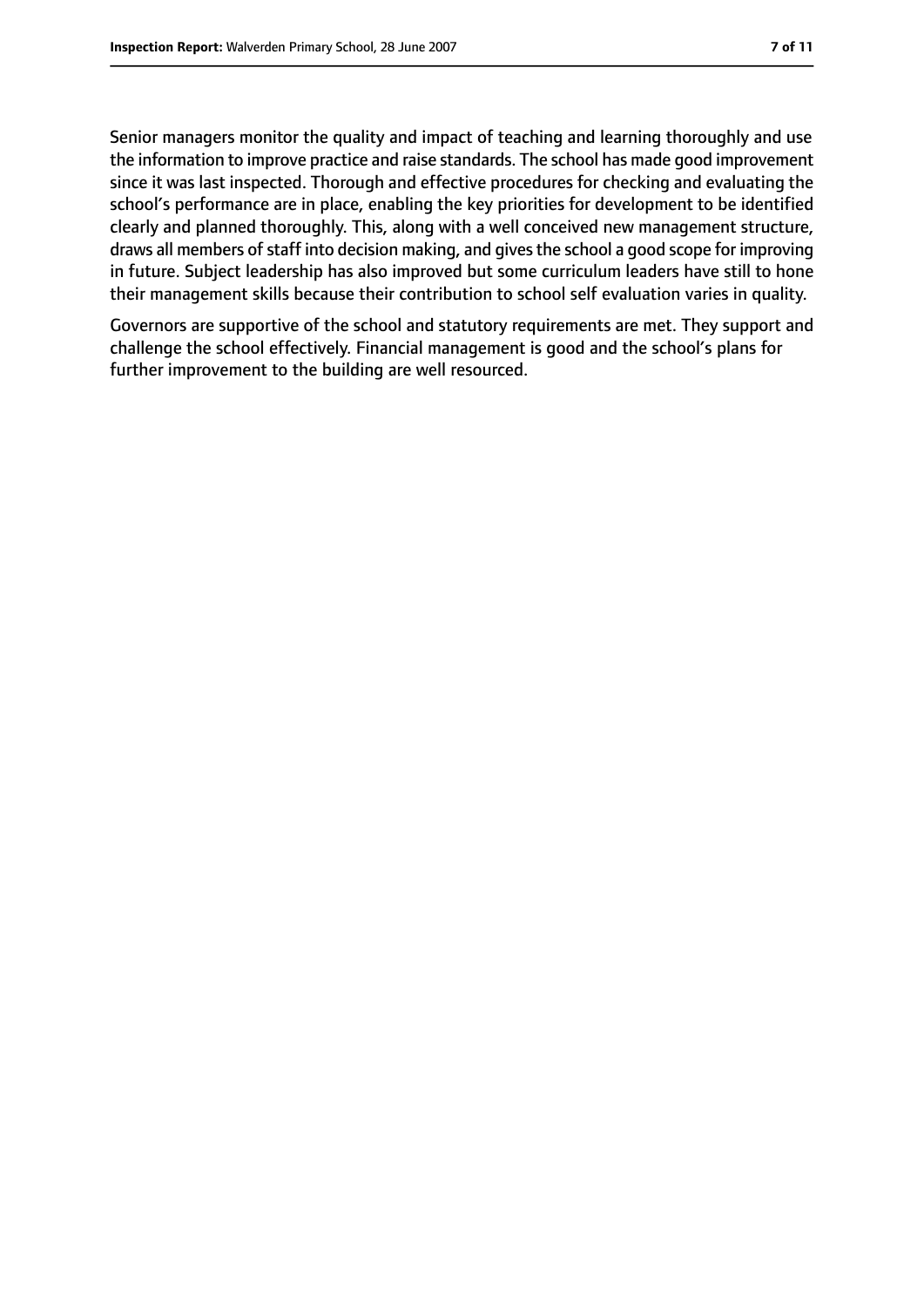Senior managers monitor the quality and impact of teaching and learning thoroughly and use the information to improve practice and raise standards. The school has made good improvement since it was last inspected. Thorough and effective procedures for checking and evaluating the school's performance are in place, enabling the key priorities for development to be identified clearly and planned thoroughly. This, along with a well conceived new management structure, draws all members of staff into decision making, and gives the school a good scope for improving in future. Subject leadership has also improved but some curriculum leaders have still to hone their management skills because their contribution to school self evaluation varies in quality.

Governors are supportive of the school and statutory requirements are met. They support and challenge the school effectively. Financial management is good and the school's plans for further improvement to the building are well resourced.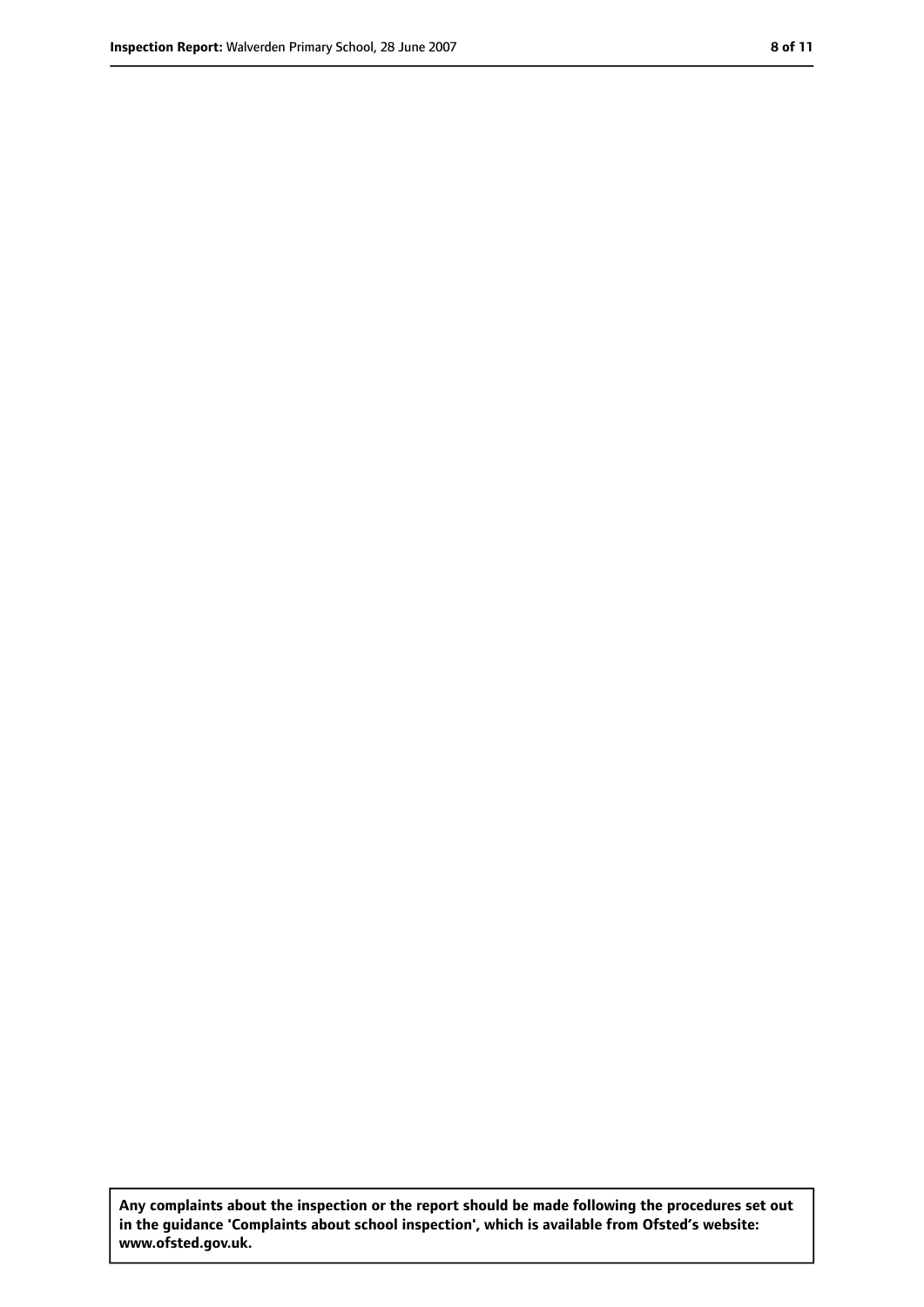**Any complaints about the inspection or the report should be made following the procedures set out in the guidance 'Complaints about school inspection', which is available from Ofsted's website: www.ofsted.gov.uk.**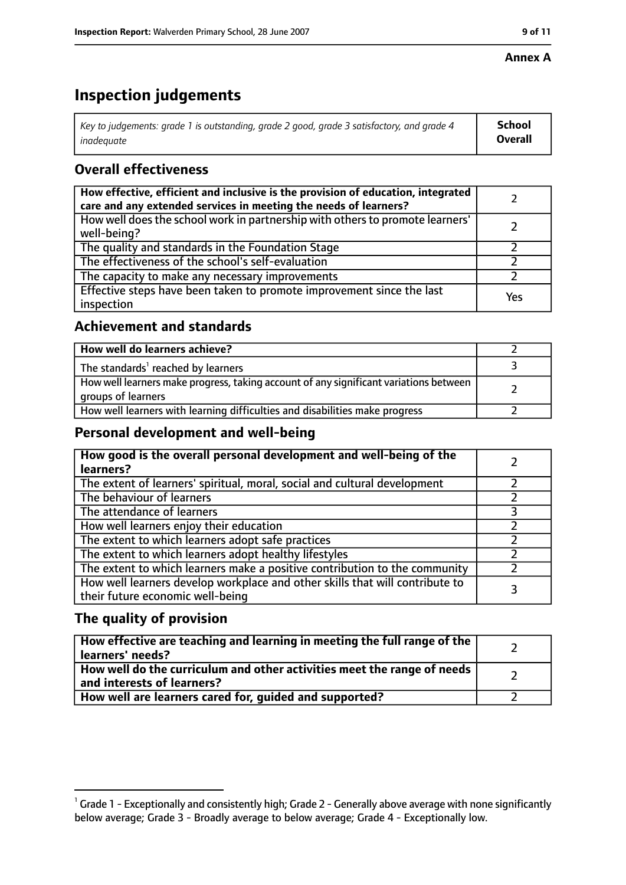**Annex A**

# Inspection judgements

| *Key to judgements: grade 1 is outstanding, grade 2 good, grade 3 satisfactory, and grade 4 inadequate* | **School Overall** |
|---|---|

## Overall effectiveness

| | |
|---|---|
| **How effective, efficient and inclusive is the provision of education, integrated care and any extended services in meeting the needs of learners?** | 2 |
| How well does the school work in partnership with others to promote learners' well-being? | 2 |
| The quality and standards in the Foundation Stage | 2 |
| The effectiveness of the school's self-evaluation | 2 |
| The capacity to make any necessary improvements | 2 |
| Effective steps have been taken to promote improvement since the last inspection | Yes |

## Achievement and standards

| | |
|---|---|
| **How well do learners achieve?** | 2 |
| The standards[1] reached by learners | 3 |
| How well learners make progress, taking account of any significant variations between groups of learners | 2 |
| How well learners with learning difficulties and disabilities make progress | 2 |

## Personal development and well-being

| | |
|---|---|
| **How good is the overall personal development and well-being of the learners?** | 2 |
| The extent of learners' spiritual, moral, social and cultural development | 2 |
| The behaviour of learners | 2 |
| The attendance of learners | 3 |
| How well learners enjoy their education | 2 |
| The extent to which learners adopt safe practices | 2 |
| The extent to which learners adopt healthy lifestyles | 2 |
| The extent to which learners make a positive contribution to the community | 2 |
| How well learners develop workplace and other skills that will contribute to their future economic well-being | 3 |

## The quality of provision

| | |
|---|---|
| **How effective are teaching and learning in meeting the full range of the learners' needs?** | 2 |
| **How well do the curriculum and other activities meet the range of needs and interests of learners?** | 2 |
| **How well are learners cared for, guided and supported?** | 2 |

[1] Grade 1 - Exceptionally and consistently high; Grade 2 - Generally above average with none significantly below average; Grade 3 - Broadly average to below average; Grade 4 - Exceptionally low.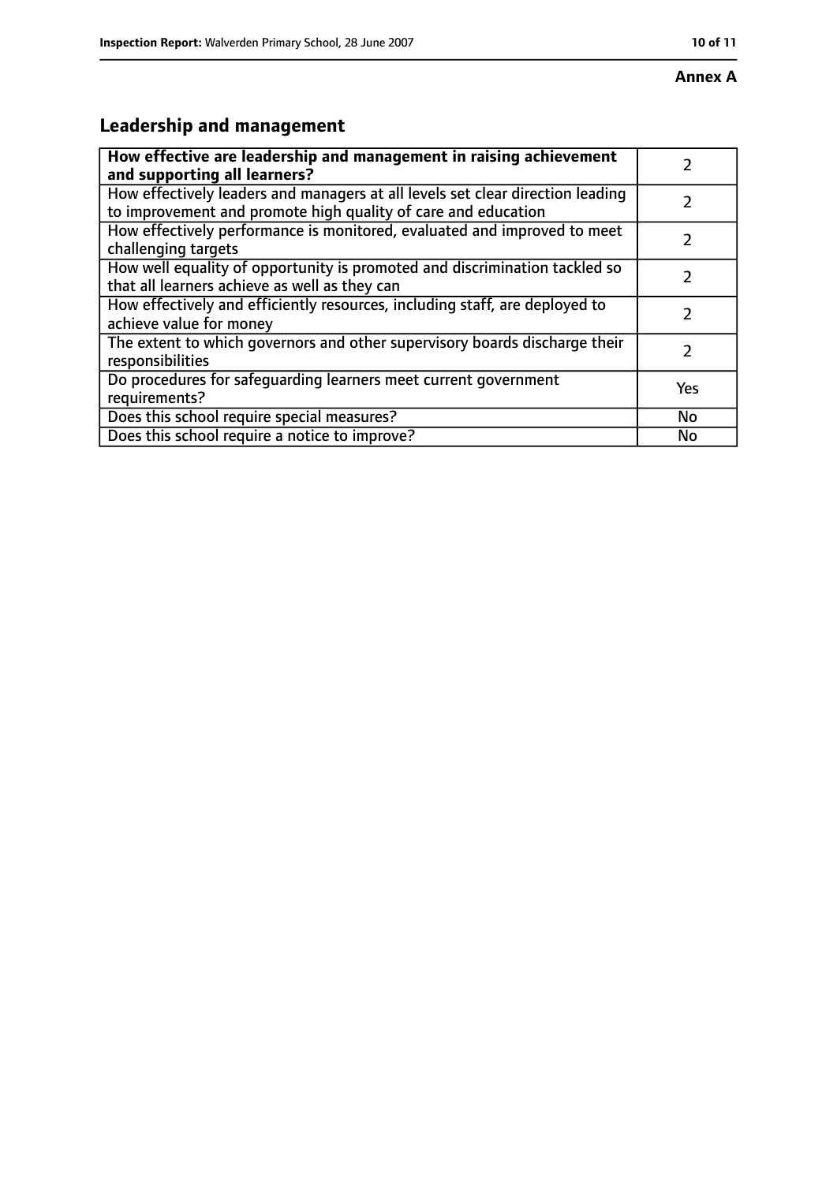**Annex A**

## Leadership and management

| **How effective are leadership and management in raising achievement and supporting all learners?** | 2 |
|---|---|
| How effectively leaders and managers at all levels set clear direction leading to improvement and promote high quality of care and education | 2 |
| How effectively performance is monitored, evaluated and improved to meet challenging targets | 2 |
| How well equality of opportunity is promoted and discrimination tackled so that all learners achieve as well as they can | 2 |
| How effectively and efficiently resources, including staff, are deployed to achieve value for money | 2 |
| The extent to which governors and other supervisory boards discharge their responsibilities | 2 |
| Do procedures for safeguarding learners meet current government requirements? | Yes |
| Does this school require special measures? | No |
| Does this school require a notice to improve? | No |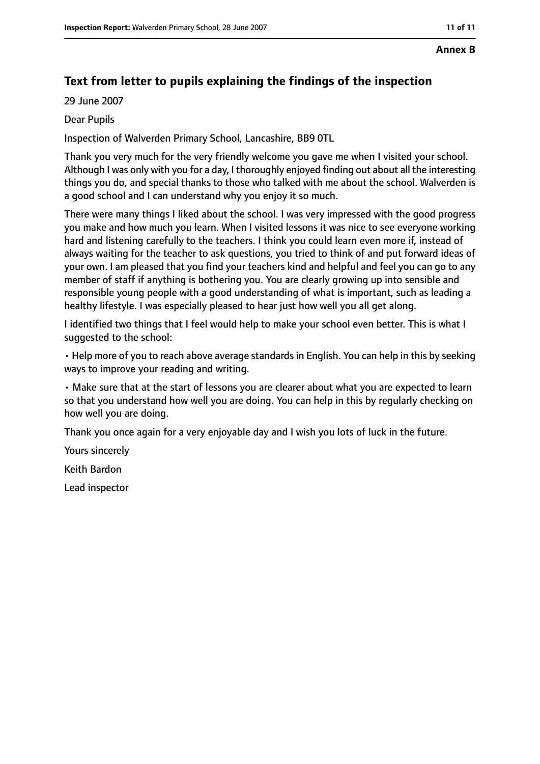**Annex B**

## Text from letter to pupils explaining the findings of the inspection

29 June 2007

Dear Pupils

Inspection of Walverden Primary School, Lancashire, BB9 0TL

Thank you very much for the very friendly welcome you gave me when I visited your school. Although I was only with you for a day, I thoroughly enjoyed finding out about all the interesting things you do, and special thanks to those who talked with me about the school. Walverden is a good school and I can understand why you enjoy it so much.

There were many things I liked about the school. I was very impressed with the good progress you make and how much you learn. When I visited lessons it was nice to see everyone working hard and listening carefully to the teachers. I think you could learn even more if, instead of always waiting for the teacher to ask questions, you tried to think of and put forward ideas of your own. I am pleased that you find your teachers kind and helpful and feel you can go to any member of staff if anything is bothering you. You are clearly growing up into sensible and responsible young people with a good understanding of what is important, such as leading a healthy lifestyle. I was especially pleased to hear just how well you all get along.

I identified two things that I feel would help to make your school even better. This is what I suggested to the school:

- Help more of you to reach above average standards in English. You can help in this by seeking ways to improve your reading and writing.
- Make sure that at the start of lessons you are clearer about what you are expected to learn so that you understand how well you are doing. You can help in this by regularly checking on how well you are doing.

Thank you once again for a very enjoyable day and I wish you lots of luck in the future.

Yours sincerely

Keith Bardon

Lead inspector